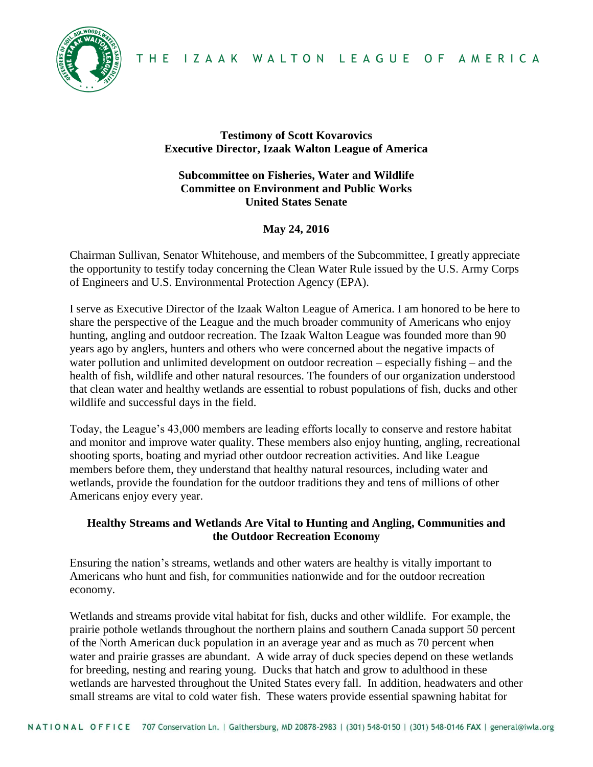THE IZAAK WALTON LEAGUE OF AMERICA

**Testimony of Scott Kovarovics**
**Executive Director, Izaak Walton League of America**

**Subcommittee on Fisheries, Water and Wildlife**
**Committee on Environment and Public Works**
**United States Senate**

**May 24, 2016**

Chairman Sullivan, Senator Whitehouse, and members of the Subcommittee, I greatly appreciate the opportunity to testify today concerning the Clean Water Rule issued by the U.S. Army Corps of Engineers and U.S. Environmental Protection Agency (EPA).

I serve as Executive Director of the Izaak Walton League of America. I am honored to be here to share the perspective of the League and the much broader community of Americans who enjoy hunting, angling and outdoor recreation. The Izaak Walton League was founded more than 90 years ago by anglers, hunters and others who were concerned about the negative impacts of water pollution and unlimited development on outdoor recreation – especially fishing – and the health of fish, wildlife and other natural resources. The founders of our organization understood that clean water and healthy wetlands are essential to robust populations of fish, ducks and other wildlife and successful days in the field.

Today, the League's 43,000 members are leading efforts locally to conserve and restore habitat and monitor and improve water quality. These members also enjoy hunting, angling, recreational shooting sports, boating and myriad other outdoor recreation activities. And like League members before them, they understand that healthy natural resources, including water and wetlands, provide the foundation for the outdoor traditions they and tens of millions of other Americans enjoy every year.

## Healthy Streams and Wetlands Are Vital to Hunting and Angling, Communities and the Outdoor Recreation Economy

Ensuring the nation's streams, wetlands and other waters are healthy is vitally important to Americans who hunt and fish, for communities nationwide and for the outdoor recreation economy.

Wetlands and streams provide vital habitat for fish, ducks and other wildlife. For example, the prairie pothole wetlands throughout the northern plains and southern Canada support 50 percent of the North American duck population in an average year and as much as 70 percent when water and prairie grasses are abundant. A wide array of duck species depend on these wetlands for breeding, nesting and rearing young. Ducks that hatch and grow to adulthood in these wetlands are harvested throughout the United States every fall. In addition, headwaters and other small streams are vital to cold water fish. These waters provide essential spawning habitat for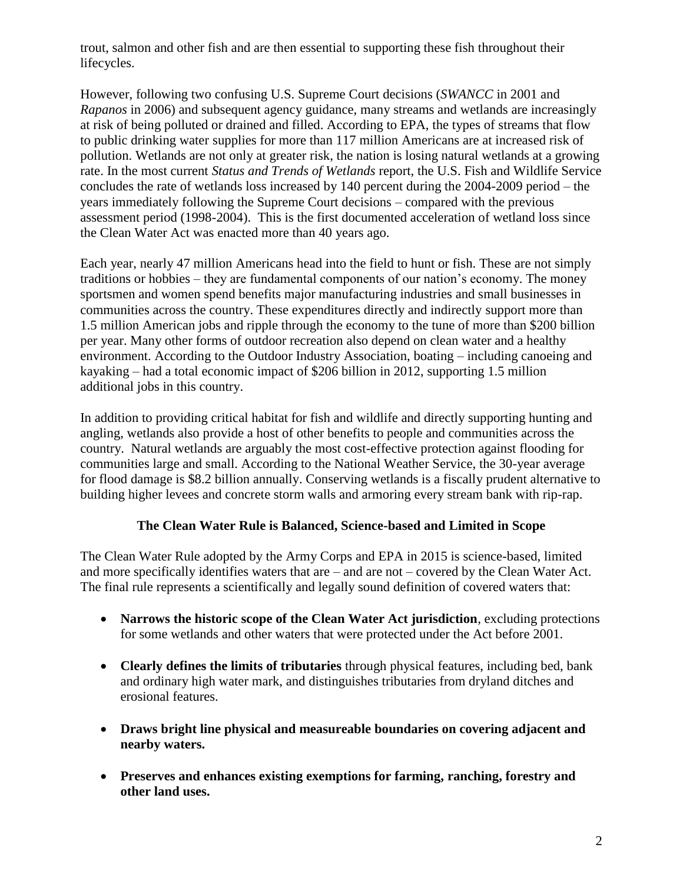trout, salmon and other fish and are then essential to supporting these fish throughout their lifecycles.

However, following two confusing U.S. Supreme Court decisions (*SWANCC* in 2001 and *Rapanos* in 2006) and subsequent agency guidance, many streams and wetlands are increasingly at risk of being polluted or drained and filled. According to EPA, the types of streams that flow to public drinking water supplies for more than 117 million Americans are at increased risk of pollution. Wetlands are not only at greater risk, the nation is losing natural wetlands at a growing rate. In the most current *Status and Trends of Wetlands* report, the U.S. Fish and Wildlife Service concludes the rate of wetlands loss increased by 140 percent during the 2004-2009 period – the years immediately following the Supreme Court decisions – compared with the previous assessment period (1998-2004). This is the first documented acceleration of wetland loss since the Clean Water Act was enacted more than 40 years ago.

Each year, nearly 47 million Americans head into the field to hunt or fish. These are not simply traditions or hobbies – they are fundamental components of our nation's economy. The money sportsmen and women spend benefits major manufacturing industries and small businesses in communities across the country. These expenditures directly and indirectly support more than 1.5 million American jobs and ripple through the economy to the tune of more than $200 billion per year. Many other forms of outdoor recreation also depend on clean water and a healthy environment. According to the Outdoor Industry Association, boating – including canoeing and kayaking – had a total economic impact of $206 billion in 2012, supporting 1.5 million additional jobs in this country.

In addition to providing critical habitat for fish and wildlife and directly supporting hunting and angling, wetlands also provide a host of other benefits to people and communities across the country. Natural wetlands are arguably the most cost-effective protection against flooding for communities large and small. According to the National Weather Service, the 30-year average for flood damage is $8.2 billion annually. Conserving wetlands is a fiscally prudent alternative to building higher levees and concrete storm walls and armoring every stream bank with rip-rap.

## The Clean Water Rule is Balanced, Science-based and Limited in Scope

The Clean Water Rule adopted by the Army Corps and EPA in 2015 is science-based, limited and more specifically identifies waters that are – and are not – covered by the Clean Water Act. The final rule represents a scientifically and legally sound definition of covered waters that:

- **Narrows the historic scope of the Clean Water Act jurisdiction**, excluding protections for some wetlands and other waters that were protected under the Act before 2001.
- **Clearly defines the limits of tributaries** through physical features, including bed, bank and ordinary high water mark, and distinguishes tributaries from dryland ditches and erosional features.
- **Draws bright line physical and measureable boundaries on covering adjacent and nearby waters.**
- **Preserves and enhances existing exemptions for farming, ranching, forestry and other land uses.**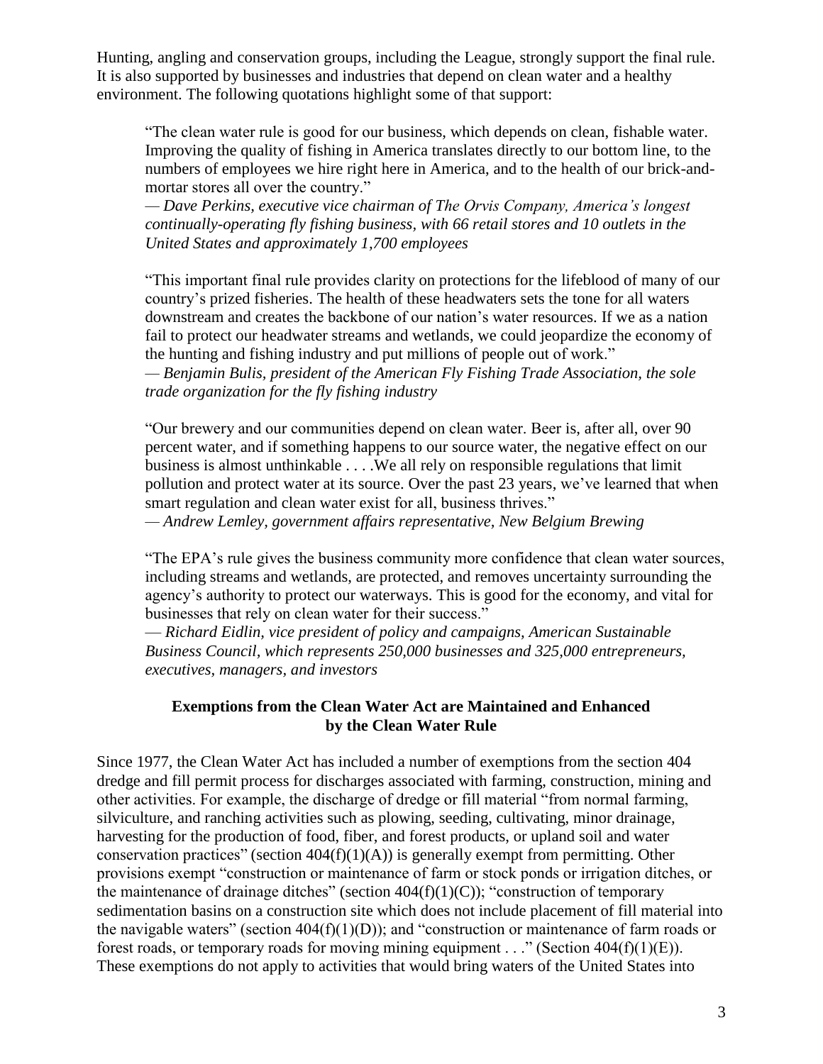Hunting, angling and conservation groups, including the League, strongly support the final rule. It is also supported by businesses and industries that depend on clean water and a healthy environment. The following quotations highlight some of that support:

> "The clean water rule is good for our business, which depends on clean, fishable water. Improving the quality of fishing in America translates directly to our bottom line, to the numbers of employees we hire right here in America, and to the health of our brick-and-mortar stores all over the country."
>
> — *Dave Perkins, executive vice chairman of The Orvis Company, America's longest continually-operating fly fishing business, with 66 retail stores and 10 outlets in the United States and approximately 1,700 employees*

> "This important final rule provides clarity on protections for the lifeblood of many of our country's prized fisheries. The health of these headwaters sets the tone for all waters downstream and creates the backbone of our nation's water resources. If we as a nation fail to protect our headwater streams and wetlands, we could jeopardize the economy of the hunting and fishing industry and put millions of people out of work."
>
> — *Benjamin Bulis, president of the American Fly Fishing Trade Association, the sole trade organization for the fly fishing industry*

> "Our brewery and our communities depend on clean water. Beer is, after all, over 90 percent water, and if something happens to our source water, the negative effect on our business is almost unthinkable . . . .We all rely on responsible regulations that limit pollution and protect water at its source. Over the past 23 years, we've learned that when smart regulation and clean water exist for all, business thrives."
>
> — *Andrew Lemley, government affairs representative, New Belgium Brewing*

> "The EPA's rule gives the business community more confidence that clean water sources, including streams and wetlands, are protected, and removes uncertainty surrounding the agency's authority to protect our waterways. This is good for the economy, and vital for businesses that rely on clean water for their success."
>
> — *Richard Eidlin, vice president of policy and campaigns, American Sustainable Business Council, which represents 250,000 businesses and 325,000 entrepreneurs, executives, managers, and investors*

## Exemptions from the Clean Water Act are Maintained and Enhanced by the Clean Water Rule

Since 1977, the Clean Water Act has included a number of exemptions from the section 404 dredge and fill permit process for discharges associated with farming, construction, mining and other activities. For example, the discharge of dredge or fill material "from normal farming, silviculture, and ranching activities such as plowing, seeding, cultivating, minor drainage, harvesting for the production of food, fiber, and forest products, or upland soil and water conservation practices" (section 404(f)(1)(A)) is generally exempt from permitting. Other provisions exempt "construction or maintenance of farm or stock ponds or irrigation ditches, or the maintenance of drainage ditches" (section 404(f)(1)(C)); "construction of temporary sedimentation basins on a construction site which does not include placement of fill material into the navigable waters" (section 404(f)(1)(D)); and "construction or maintenance of farm roads or forest roads, or temporary roads for moving mining equipment . . ." (Section 404(f)(1)(E)). These exemptions do not apply to activities that would bring waters of the United States into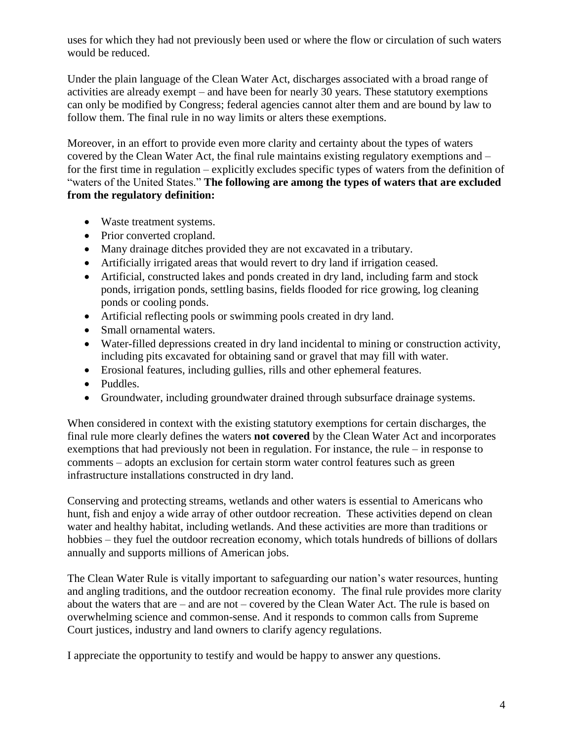uses for which they had not previously been used or where the flow or circulation of such waters would be reduced.

Under the plain language of the Clean Water Act, discharges associated with a broad range of activities are already exempt – and have been for nearly 30 years. These statutory exemptions can only be modified by Congress; federal agencies cannot alter them and are bound by law to follow them. The final rule in no way limits or alters these exemptions.

Moreover, in an effort to provide even more clarity and certainty about the types of waters covered by the Clean Water Act, the final rule maintains existing regulatory exemptions and – for the first time in regulation – explicitly excludes specific types of waters from the definition of "waters of the United States." **The following are among the types of waters that are excluded from the regulatory definition:**

- Waste treatment systems.
- Prior converted cropland.
- Many drainage ditches provided they are not excavated in a tributary.
- Artificially irrigated areas that would revert to dry land if irrigation ceased.
- Artificial, constructed lakes and ponds created in dry land, including farm and stock ponds, irrigation ponds, settling basins, fields flooded for rice growing, log cleaning ponds or cooling ponds.
- Artificial reflecting pools or swimming pools created in dry land.
- Small ornamental waters.
- Water-filled depressions created in dry land incidental to mining or construction activity, including pits excavated for obtaining sand or gravel that may fill with water.
- Erosional features, including gullies, rills and other ephemeral features.
- Puddles.
- Groundwater, including groundwater drained through subsurface drainage systems.

When considered in context with the existing statutory exemptions for certain discharges, the final rule more clearly defines the waters **not covered** by the Clean Water Act and incorporates exemptions that had previously not been in regulation. For instance, the rule – in response to comments – adopts an exclusion for certain storm water control features such as green infrastructure installations constructed in dry land.

Conserving and protecting streams, wetlands and other waters is essential to Americans who hunt, fish and enjoy a wide array of other outdoor recreation. These activities depend on clean water and healthy habitat, including wetlands. And these activities are more than traditions or hobbies – they fuel the outdoor recreation economy, which totals hundreds of billions of dollars annually and supports millions of American jobs.

The Clean Water Rule is vitally important to safeguarding our nation's water resources, hunting and angling traditions, and the outdoor recreation economy. The final rule provides more clarity about the waters that are – and are not – covered by the Clean Water Act. The rule is based on overwhelming science and common-sense. And it responds to common calls from Supreme Court justices, industry and land owners to clarify agency regulations.

I appreciate the opportunity to testify and would be happy to answer any questions.